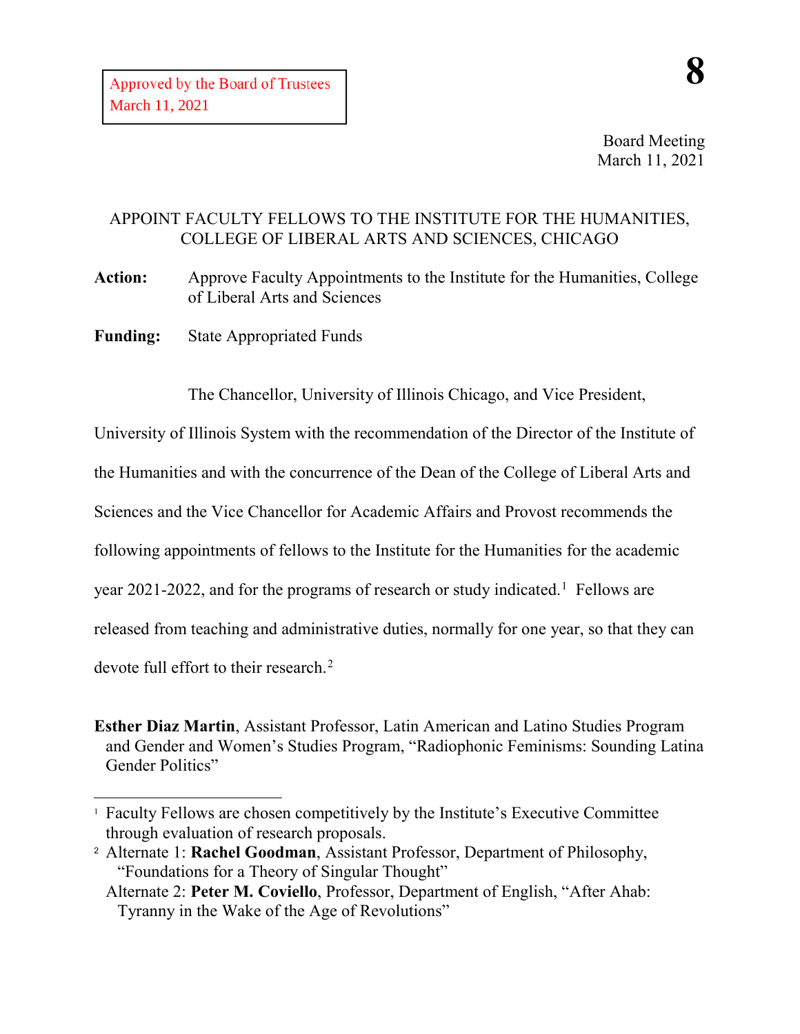Approved by the Board of Trustees
March 11, 2021

**8**

Board Meeting
March 11, 2021

APPOINT FACULTY FELLOWS TO THE INSTITUTE FOR THE HUMANITIES, COLLEGE OF LIBERAL ARTS AND SCIENCES, CHICAGO

**Action:** Approve Faculty Appointments to the Institute for the Humanities, College of Liberal Arts and Sciences

**Funding:** State Appropriated Funds

The Chancellor, University of Illinois Chicago, and Vice President, University of Illinois System with the recommendation of the Director of the Institute of the Humanities and with the concurrence of the Dean of the College of Liberal Arts and Sciences and the Vice Chancellor for Academic Affairs and Provost recommends the following appointments of fellows to the Institute for the Humanities for the academic year 2021-2022, and for the programs of research or study indicated.[1] Fellows are released from teaching and administrative duties, normally for one year, so that they can devote full effort to their research.[2]

**Esther Diaz Martin**, Assistant Professor, Latin American and Latino Studies Program and Gender and Women's Studies Program, "Radiophonic Feminisms: Sounding Latina Gender Politics"

---

[1] Faculty Fellows are chosen competitively by the Institute's Executive Committee through evaluation of research proposals.

[2] Alternate 1: **Rachel Goodman**, Assistant Professor, Department of Philosophy, "Foundations for a Theory of Singular Thought"
Alternate 2: **Peter M. Coviello**, Professor, Department of English, "After Ahab: Tyranny in the Wake of the Age of Revolutions"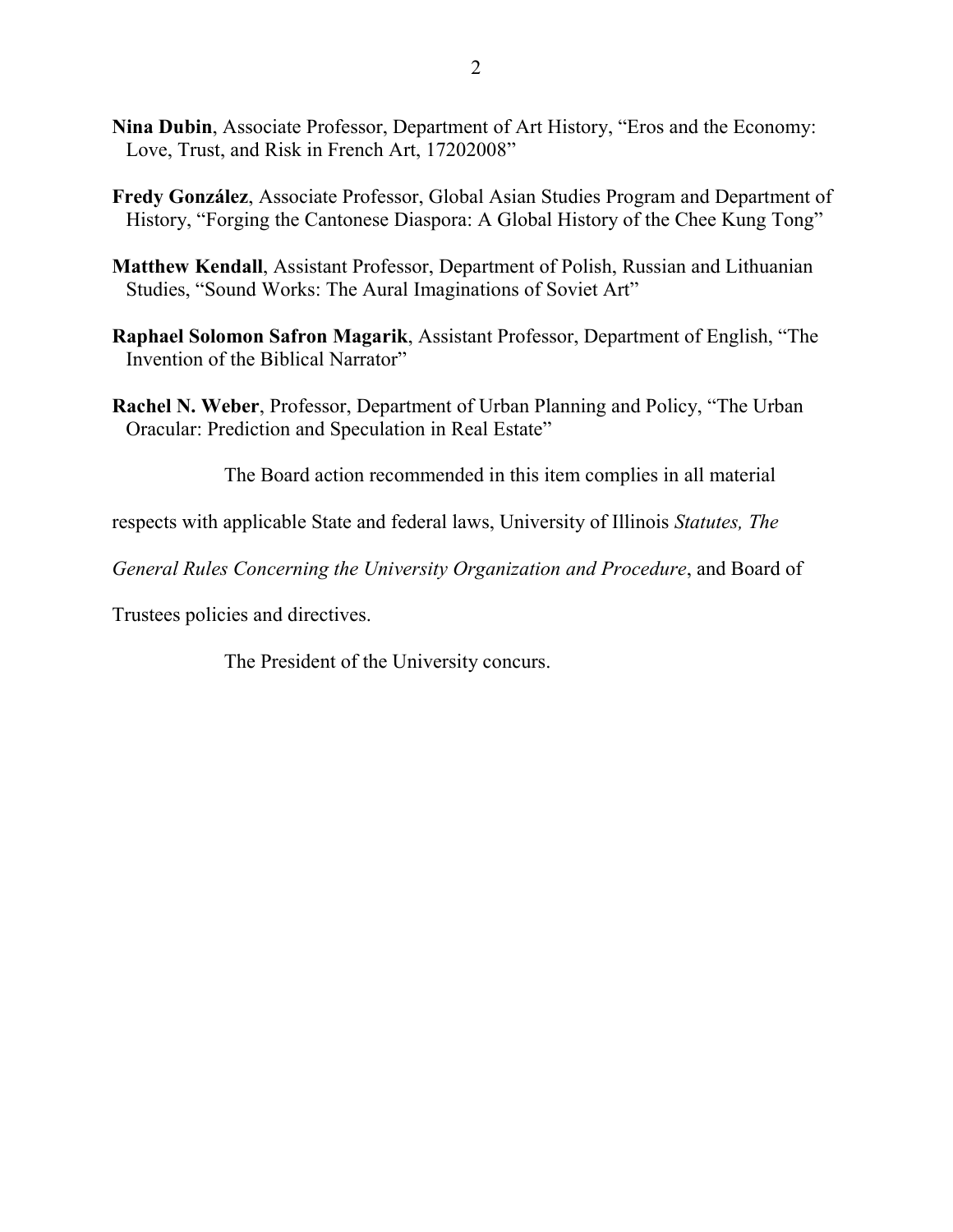**Nina Dubin**, Associate Professor, Department of Art History, "Eros and the Economy: Love, Trust, and Risk in French Art, 17202008"

**Fredy González**, Associate Professor, Global Asian Studies Program and Department of History, "Forging the Cantonese Diaspora: A Global History of the Chee Kung Tong"

**Matthew Kendall**, Assistant Professor, Department of Polish, Russian and Lithuanian Studies, "Sound Works: The Aural Imaginations of Soviet Art"

**Raphael Solomon Safron Magarik**, Assistant Professor, Department of English, "The Invention of the Biblical Narrator"

**Rachel N. Weber**, Professor, Department of Urban Planning and Policy, "The Urban Oracular: Prediction and Speculation in Real Estate"

The Board action recommended in this item complies in all material respects with applicable State and federal laws, University of Illinois *Statutes, The General Rules Concerning the University Organization and Procedure*, and Board of Trustees policies and directives.

The President of the University concurs.